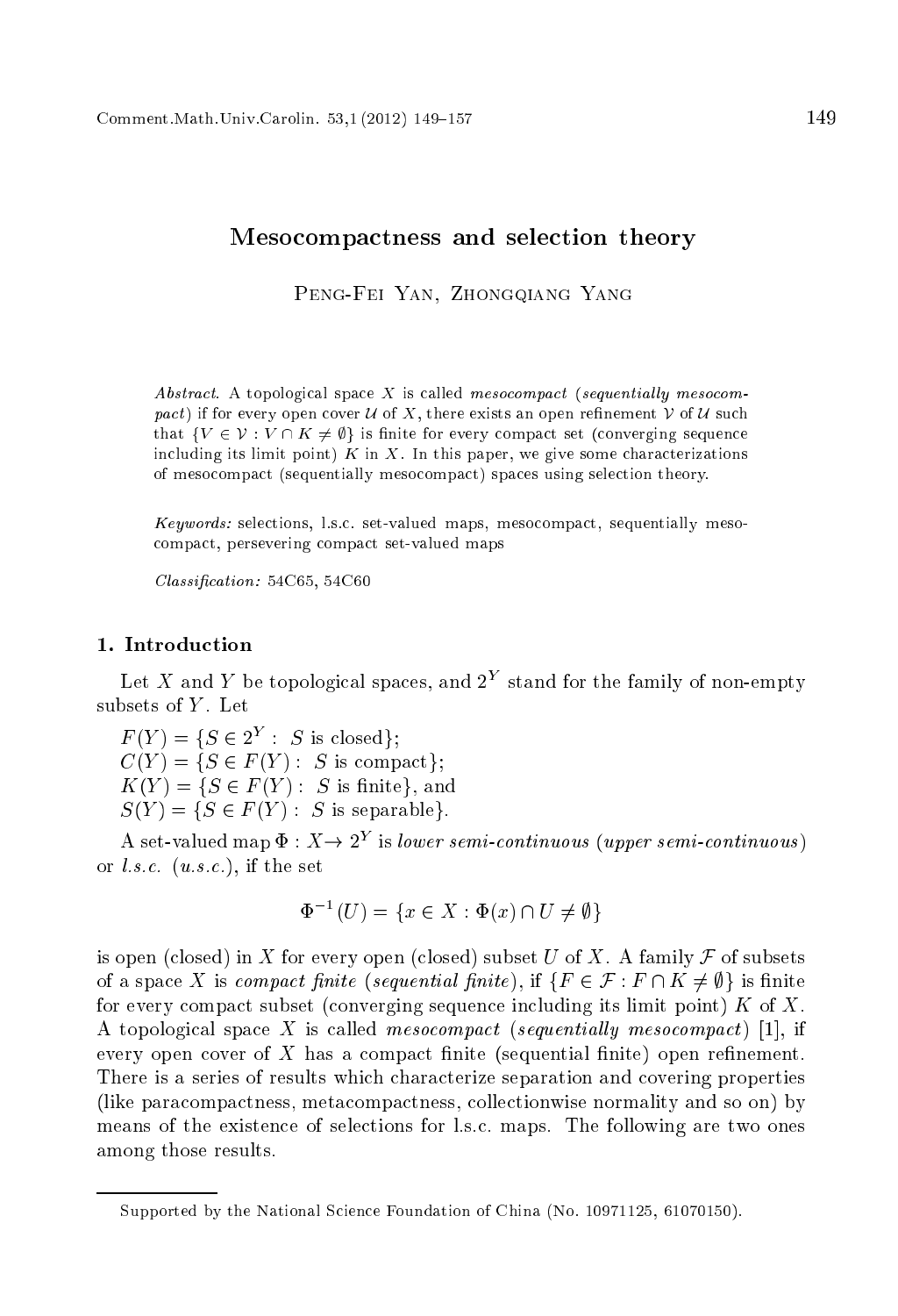# Mesocompactness and selection theory

Peng-Fei Yan, Zhongqiang Yang

*Abstract.* A topological space $X$ is called *mesocompact* (*sequentially mesocompact*) if for every open cover $\mathcal{U}$ of $X$, there exists an open refinement $\mathcal{V}$ of $\mathcal{U}$ such that $\{V \in \mathcal{V} : V \cap K \neq \emptyset\}$ is finite for every compact set (converging sequence including its limit point) $K$ in $X$. In this paper, we give some characterizations of mesocompact (sequentially mesocompact) spaces using selection theory.

*Keywords:* selections, l.s.c. set-valued maps, mesocompact, sequentially mesocompact, persevering compact set-valued maps

*Classification:* 54C65, 54C60

## 1. Introduction

Let $X$ and $Y$ be topological spaces, and $2^Y$ stand for the family of non-empty subsets of $Y$. Let

$F(Y) = \{S \in 2^Y : S \text{ is closed}\}$;
$C(Y) = \{S \in F(Y) : S \text{ is compact}\}$;
$K(Y) = \{S \in F(Y) : S \text{ is finite}\}$, and
$S(Y) = \{S \in F(Y) : S \text{ is separable}\}$.

A set-valued map $\Phi : X \to 2^Y$ is *lower semi-continuous* (*upper semi-continuous*) or *l.s.c.* (*u.s.c.*), if the set

$$\Phi^{-1}(U) = \{x \in X : \Phi(x) \cap U \neq \emptyset\}$$

is open (closed) in $X$ for every open (closed) subset $U$ of $X$. A family $\mathcal{F}$ of subsets of a space $X$ is *compact finite* (*sequential finite*), if $\{F \in \mathcal{F} : F \cap K \neq \emptyset\}$ is finite for every compact subset (converging sequence including its limit point) $K$ of $X$. A topological space $X$ is called *mesocompact* (*sequentially mesocompact*) [1], if every open cover of $X$ has a compact finite (sequential finite) open refinement. There is a series of results which characterize separation and covering properties (like paracompactness, metacompactness, collectionwise normality and so on) by means of the existence of selections for l.s.c. maps. The following are two ones among those results.

Supported by the National Science Foundation of China (No. 10971125, 61070150).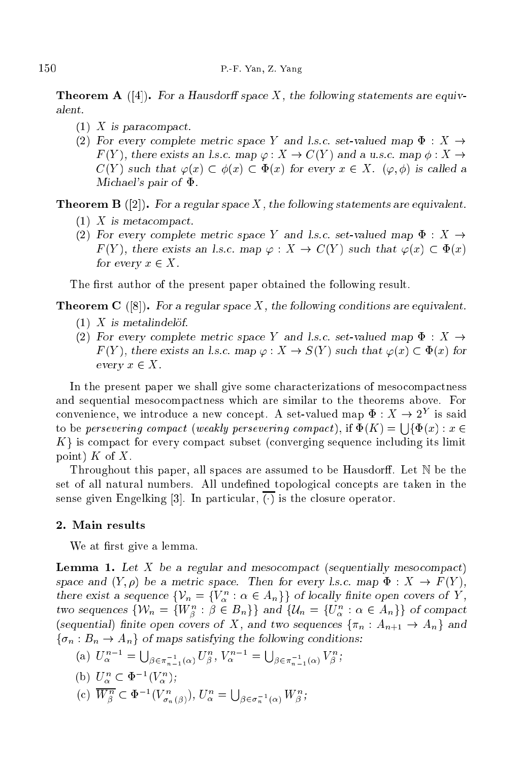**Theorem A** ([4]). *For a Hausdorff space $X$, the following statements are equivalent.*

1. *$X$ is paracompact.*
2. *For every complete metric space $Y$ and l.s.c. set-valued map $\Phi : X \to F(Y)$, there exists an l.s.c. map $\varphi : X \to C(Y)$ and a u.s.c. map $\phi : X \to C(Y)$ such that $\varphi(x) \subset \phi(x) \subset \Phi(x)$ for every $x \in X$. $(\varphi, \phi)$ is called a Michael's pair of $\Phi$.*

**Theorem B** ([2]). *For a regular space $X$, the following statements are equivalent.*

1. *$X$ is metacompact.*
2. *For every complete metric space $Y$ and l.s.c. set-valued map $\Phi : X \to F(Y)$, there exists an l.s.c. map $\varphi : X \to C(Y)$ such that $\varphi(x) \subset \Phi(x)$ for every $x \in X$.*

The first author of the present paper obtained the following result.

**Theorem C** ([8]). *For a regular space $X$, the following conditions are equivalent.*

1. *$X$ is metalindelöf.*
2. *For every complete metric space $Y$ and l.s.c. set-valued map $\Phi : X \to F(Y)$, there exists an l.s.c. map $\varphi : X \to S(Y)$ such that $\varphi(x) \subset \Phi(x)$ for every $x \in X$.*

In the present paper we shall give some characterizations of mesocompactness and sequential mesocompactness which are similar to the theorems above. For convenience, we introduce a new concept. A set-valued map $\Phi : X \to 2^Y$ is said to be *persevering compact* (*weakly persevering compact*), if $\Phi(K) = \bigcup\{\Phi(x) : x \in K\}$ is compact for every compact subset (converging sequence including its limit point) $K$ of $X$.

Throughout this paper, all spaces are assumed to be Hausdorff. Let $\mathbb{N}$ be the set of all natural numbers. All undefined topological concepts are taken in the sense given Engelking [3]. In particular, $\overline{(\cdot)}$ is the closure operator.

## 2. Main results

We at first give a lemma.

**Lemma 1.** *Let $X$ be a regular and mesocompact (sequentially mesocompact) space and $(Y, \rho)$ be a metric space. Then for every l.s.c. map $\Phi : X \to F(Y)$, there exist a sequence $\{\mathcal{V}_n = \{V^n_\alpha : \alpha \in A_n\}\}$ of locally finite open covers of $Y$, two sequences $\{\mathcal{W}_n = \{W^n_\beta : \beta \in B_n\}\}$ and $\{\mathcal{U}_n = \{U^n_\alpha : \alpha \in A_n\}\}$ of compact (sequential) finite open covers of $X$, and two sequences $\{\pi_n : A_{n+1} \to A_n\}$ and $\{\sigma_n : B_n \to A_n\}$ of maps satisfying the following conditions:*

(a) $U^{n-1}_\alpha = \bigcup_{\beta \in \pi^{-1}_{n-1}(\alpha)} U^n_\beta$, $V^{n-1}_\alpha = \bigcup_{\beta \in \pi^{-1}_{n-1}(\alpha)} V^n_\beta$;

(b) $U^n_\alpha \subset \Phi^{-1}(V^n_\alpha)$;

(c) $\overline{W^n_\beta} \subset \Phi^{-1}(V^n_{\sigma_n(\beta)})$, $U^n_\alpha = \bigcup_{\beta \in \sigma^{-1}_n(\alpha)} W^n_\beta$;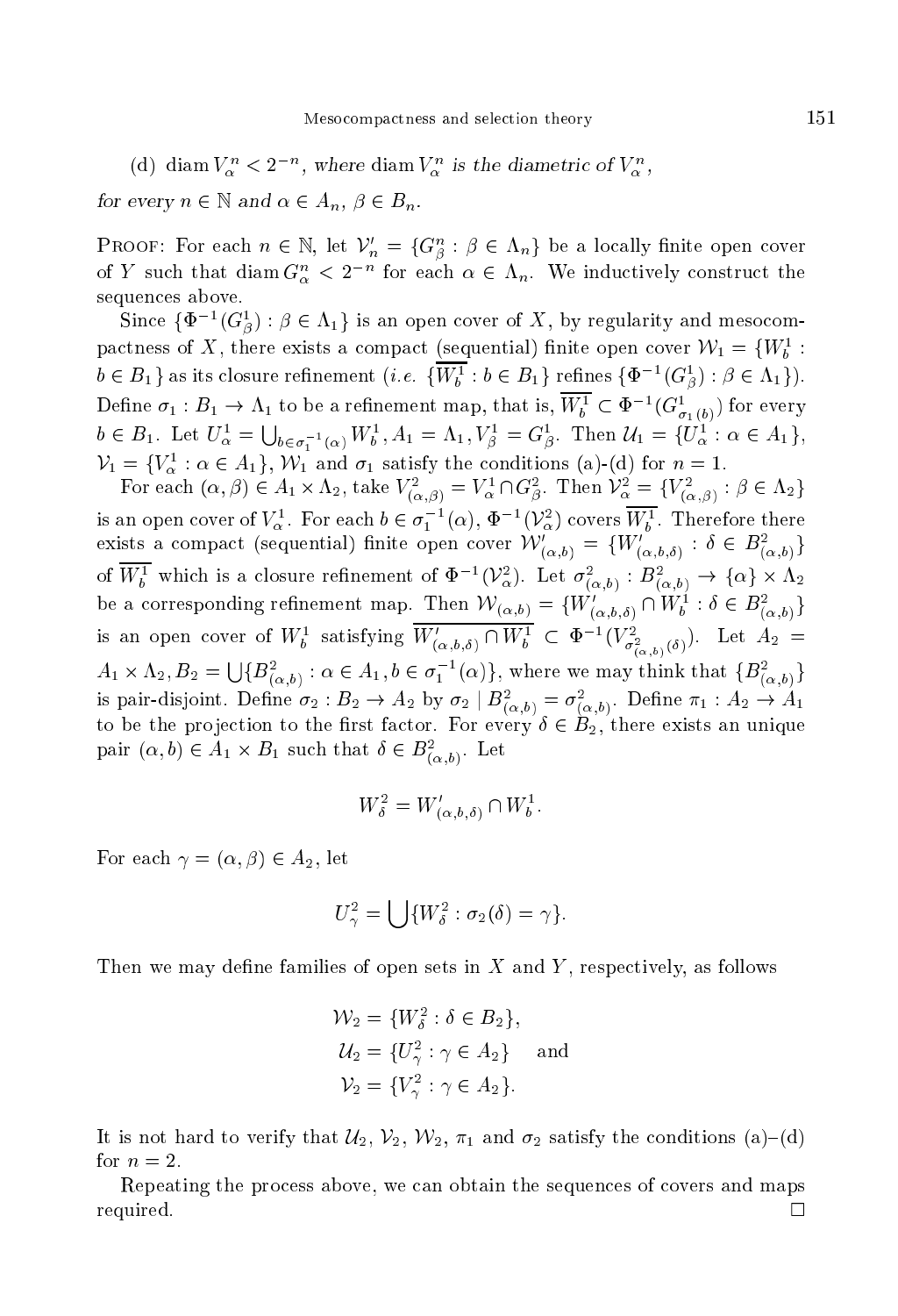(d) $\operatorname{diam} V_\alpha^n < 2^{-n}$, *where* $\operatorname{diam} V_\alpha^n$ *is the diametric of* $V_\alpha^n$,

*for every* $n \in \mathbb{N}$ *and* $\alpha \in A_n$, $\beta \in B_n$.

Proof: For each $n \in \mathbb{N}$, let $\mathcal{V}_n' = \{G_\beta^n : \beta \in \Lambda_n\}$ be a locally finite open cover of $Y$ such that $\operatorname{diam} G_\alpha^n < 2^{-n}$ for each $\alpha \in \Lambda_n$. We inductively construct the sequences above.

Since $\{\Phi^{-1}(G_\beta^1) : \beta \in \Lambda_1\}$ is an open cover of $X$, by regularity and mesocompactness of $X$, there exists a compact (sequential) finite open cover $\mathcal{W}_1 = \{W_b^1 : b \in B_1\}$ as its closure refinement (*i.e.* $\{\overline{W_b^1} : b \in B_1\}$ refines $\{\Phi^{-1}(G_\beta^1) : \beta \in \Lambda_1\}$). Define $\sigma_1 : B_1 \to \Lambda_1$ to be a refinement map, that is, $\overline{W_b^1} \subset \Phi^{-1}(G_{\sigma_1(b)}^1)$ for every $b \in B_1$. Let $U_\alpha^1 = \bigcup_{b \in \sigma_1^{-1}(\alpha)} W_b^1, A_1 = \Lambda_1, V_\beta^1 = G_\beta^1$. Then $\mathcal{U}_1 = \{U_\alpha^1 : \alpha \in A_1\}$, $\mathcal{V}_1 = \{V_\alpha^1 : \alpha \in A_1\}$, $\mathcal{W}_1$ and $\sigma_1$ satisfy the conditions (a)-(d) for $n = 1$.

For each $(\alpha, \beta) \in A_1 \times \Lambda_2$, take $V_{(\alpha,\beta)}^2 = V_\alpha^1 \cap G_\beta^2$. Then $\mathcal{V}_\alpha^2 = \{V_{(\alpha,\beta)}^2 : \beta \in \Lambda_2\}$ is an open cover of $V_\alpha^1$. For each $b \in \sigma_1^{-1}(\alpha)$, $\Phi^{-1}(\mathcal{V}_\alpha^2)$ covers $\overline{W_b^1}$. Therefore there exists a compact (sequential) finite open cover $\mathcal{W}'_{(\alpha,b)} = \{W'_{(\alpha,b,\delta)} : \delta \in B_{(\alpha,b)}^2\}$ of $\overline{W_b^1}$ which is a closure refinement of $\Phi^{-1}(\mathcal{V}_\alpha^2)$. Let $\sigma_{(\alpha,b)}^2 : B_{(\alpha,b)}^2 \to \{\alpha\} \times \Lambda_2$ be a corresponding refinement map. Then $\mathcal{W}_{(\alpha,b)} = \{W'_{(\alpha,b,\delta)} \cap W_b^1 : \delta \in B_{(\alpha,b)}^2\}$ is an open cover of $W_b^1$ satisfying $\overline{W'_{(\alpha,b,\delta)} \cap W_b^1} \subset \Phi^{-1}(V_{\sigma_{(\alpha,b)}^2(\delta)}^2)$. Let $A_2 = A_1 \times \Lambda_2, B_2 = \bigcup\{B_{(\alpha,b)}^2 : \alpha \in A_1, b \in \sigma_1^{-1}(\alpha)\}$, where we may think that $\{B_{(\alpha,b)}^2\}$ is pair-disjoint. Define $\sigma_2 : B_2 \to A_2$ by $\sigma_2 \mid B_{(\alpha,b)}^2 = \sigma_{(\alpha,b)}^2$. Define $\pi_1 : A_2 \to A_1$ to be the projection to the first factor. For every $\delta \in B_2$, there exists an unique pair $(\alpha, b) \in A_1 \times B_1$ such that $\delta \in B_{(\alpha,b)}^2$. Let

$$W_\delta^2 = W'_{(\alpha,b,\delta)} \cap W_b^1.$$

For each $\gamma = (\alpha, \beta) \in A_2$, let

$$U_\gamma^2 = \bigcup\{W_\delta^2 : \sigma_2(\delta) = \gamma\}.$$

Then we may define families of open sets in $X$ and $Y$, respectively, as follows

$$\begin{aligned} \mathcal{W}_2 &= \{W_\delta^2 : \delta \in B_2\}, \\ \mathcal{U}_2 &= \{U_\gamma^2 : \gamma \in A_2\} \quad \text{and} \\ \mathcal{V}_2 &= \{V_\gamma^2 : \gamma \in A_2\}. \end{aligned}$$

It is not hard to verify that $\mathcal{U}_2$, $\mathcal{V}_2$, $\mathcal{W}_2$, $\pi_1$ and $\sigma_2$ satisfy the conditions (a)–(d) for $n = 2$.

Repeating the process above, we can obtain the sequences of covers and maps required. □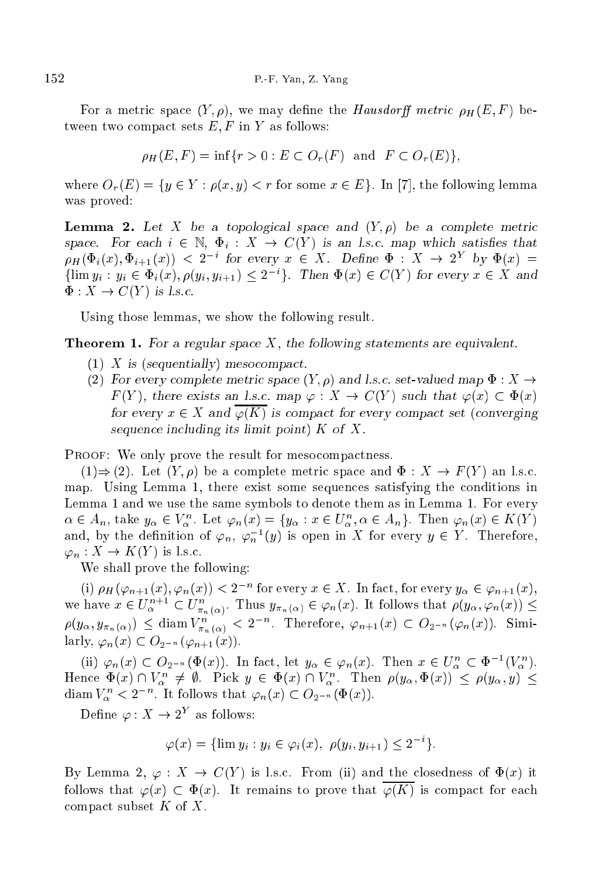For a metric space $(Y, \rho)$, we may define the *Hausdorff metric* $\rho_H(E, F)$ between two compact sets $E, F$ in $Y$ as follows:

$$\rho_H(E, F) = \inf\{r > 0 : E \subset O_r(F) \text{ and } F \subset O_r(E)\},$$

where $O_r(E) = \{y \in Y : \rho(x, y) < r \text{ for some } x \in E\}$. In [7], the following lemma was proved:

**Lemma 2.** *Let $X$ be a topological space and $(Y, \rho)$ be a complete metric space. For each $i \in \mathbb{N}$, $\Phi_i : X \to C(Y)$ is an l.s.c. map which satisfies that $\rho_H(\Phi_i(x), \Phi_{i+1}(x)) < 2^{-i}$ for every $x \in X$. Define $\Phi : X \to 2^Y$ by $\Phi(x) = \{\lim y_i : y_i \in \Phi_i(x), \rho(y_i, y_{i+1}) \leq 2^{-i}\}$. Then $\Phi(x) \in C(Y)$ for every $x \in X$ and $\Phi : X \to C(Y)$ is l.s.c.*

Using those lemmas, we show the following result.

**Theorem 1.** *For a regular space $X$, the following statements are equivalent.*

1. *$X$ is (sequentially) mesocompact.*
2. *For every complete metric space $(Y, \rho)$ and l.s.c. set-valued map $\Phi : X \to F(Y)$, there exists an l.s.c. map $\varphi : X \to C(Y)$ such that $\varphi(x) \subset \Phi(x)$ for every $x \in X$ and $\overline{\varphi(K)}$ is compact for every compact set (converging sequence including its limit point) $K$ of $X$.*

PROOF: We only prove the result for mesocompactness.

(1)$\Rightarrow$(2). Let $(Y, \rho)$ be a complete metric space and $\Phi : X \to F(Y)$ an l.s.c. map. Using Lemma 1, there exist some sequences satisfying the conditions in Lemma 1 and we use the same symbols to denote them as in Lemma 1. For every $\alpha \in A_n$, take $y_\alpha \in V_\alpha^n$. Let $\varphi_n(x) = \{y_\alpha : x \in U_\alpha^n, \alpha \in A_n\}$. Then $\varphi_n(x) \in K(Y)$ and, by the definition of $\varphi_n$, $\varphi_n^{-1}(y)$ is open in $X$ for every $y \in Y$. Therefore, $\varphi_n : X \to K(Y)$ is l.s.c.

We shall prove the following:

(i) $\rho_H(\varphi_{n+1}(x), \varphi_n(x)) < 2^{-n}$ for every $x \in X$. In fact, for every $y_\alpha \in \varphi_{n+1}(x)$, we have $x \in U_\alpha^{n+1} \subset U_{\pi_n(\alpha)}^n$. Thus $y_{\pi_n(\alpha)} \in \varphi_n(x)$. It follows that $\rho(y_\alpha, \varphi_n(x)) \leq \rho(y_\alpha, y_{\pi_n(\alpha)}) \leq \operatorname{diam} V_{\pi_n(\alpha)}^n < 2^{-n}$. Therefore, $\varphi_{n+1}(x) \subset O_{2^{-n}}(\varphi_n(x))$. Similarly, $\varphi_n(x) \subset O_{2^{-n}}(\varphi_{n+1}(x))$.

(ii) $\varphi_n(x) \subset O_{2^{-n}}(\Phi(x))$. In fact, let $y_\alpha \in \varphi_n(x)$. Then $x \in U_\alpha^n \subset \Phi^{-1}(V_\alpha^n)$. Hence $\Phi(x) \cap V_\alpha^n \neq \emptyset$. Pick $y \in \Phi(x) \cap V_\alpha^n$. Then $\rho(y_\alpha, \Phi(x)) \leq \rho(y_\alpha, y) \leq \operatorname{diam} V_\alpha^n < 2^{-n}$. It follows that $\varphi_n(x) \subset O_{2^{-n}}(\Phi(x))$.

Define $\varphi : X \to 2^Y$ as follows:

$$\varphi(x) = \{\lim y_i : y_i \in \varphi_i(x),\ \rho(y_i, y_{i+1}) \leq 2^{-i}\}.$$

By Lemma 2, $\varphi : X \to C(Y)$ is l.s.c. From (ii) and the closedness of $\Phi(x)$ it follows that $\varphi(x) \subset \Phi(x)$. It remains to prove that $\overline{\varphi(K)}$ is compact for each compact subset $K$ of $X$.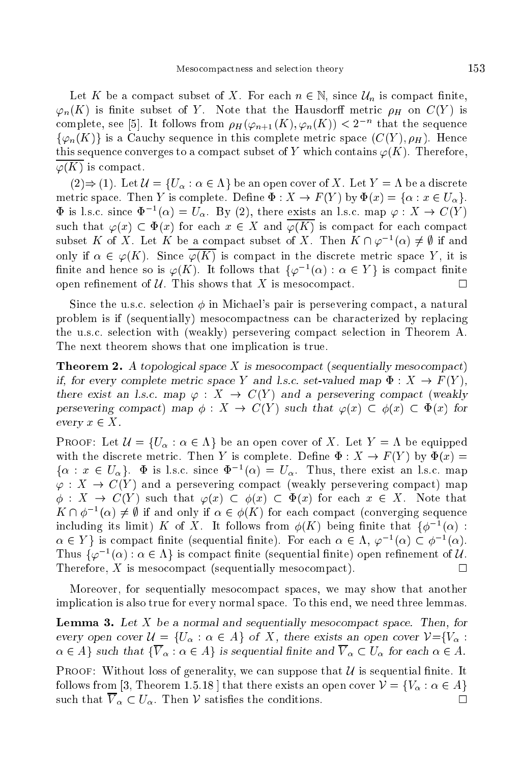Let $K$ be a compact subset of $X$. For each $n \in \mathbb{N}$, since $\mathcal{U}_n$ is compact finite, $\varphi_n(K)$ is finite subset of $Y$. Note that the Hausdorff metric $\rho_H$ on $C(Y)$ is complete, see [5]. It follows from $\rho_H(\varphi_{n+1}(K), \varphi_n(K)) < 2^{-n}$ that the sequence $\{\varphi_n(K)\}$ is a Cauchy sequence in this complete metric space $(C(Y), \rho_H)$. Hence this sequence converges to a compact subset of $Y$ which contains $\varphi(K)$. Therefore, $\overline{\varphi(K)}$ is compact.

(2)$\Rightarrow$(1). Let $\mathcal{U} = \{U_\alpha : \alpha \in \Lambda\}$ be an open cover of $X$. Let $Y = \Lambda$ be a discrete metric space. Then $Y$ is complete. Define $\Phi : X \to F(Y)$ by $\Phi(x) = \{\alpha : x \in U_\alpha\}$. $\Phi$ is l.s.c. since $\Phi^{-1}(\alpha) = U_\alpha$. By (2), there exists an l.s.c. map $\varphi : X \to C(Y)$ such that $\varphi(x) \subset \Phi(x)$ for each $x \in X$ and $\overline{\varphi(K)}$ is compact for each compact subset $K$ of $X$. Let $K$ be a compact subset of $X$. Then $K \cap \varphi^{-1}(\alpha) \neq \emptyset$ if and only if $\alpha \in \varphi(K)$. Since $\overline{\varphi(K)}$ is compact in the discrete metric space $Y$, it is finite and hence so is $\varphi(K)$. It follows that $\{\varphi^{-1}(\alpha) : \alpha \in Y\}$ is compact finite open refinement of $\mathcal{U}$. This shows that $X$ is mesocompact. $\square$

Since the u.s.c. selection $\phi$ in Michael's pair is persevering compact, a natural problem is if (sequentially) mesocompactness can be characterized by replacing the u.s.c. selection with (weakly) persevering compact selection in Theorem A. The next theorem shows that one implication is true.

**Theorem 2.** *A topological space $X$ is mesocompact (sequentially mesocompact) if, for every complete metric space $Y$ and l.s.c. set-valued map $\Phi : X \to F(Y)$, there exist an l.s.c. map $\varphi : X \to C(Y)$ and a persevering compact (weakly persevering compact) map $\phi : X \to C(Y)$ such that $\varphi(x) \subset \phi(x) \subset \Phi(x)$ for every $x \in X$.*

Proof: Let $\mathcal{U} = \{U_\alpha : \alpha \in \Lambda\}$ be an open cover of $X$. Let $Y = \Lambda$ be equipped with the discrete metric. Then $Y$ is complete. Define $\Phi : X \to F(Y)$ by $\Phi(x) = \{\alpha : x \in U_\alpha\}$. $\Phi$ is l.s.c. since $\Phi^{-1}(\alpha) = U_\alpha$. Thus, there exist an l.s.c. map $\varphi : X \to C(Y)$ and a persevering compact (weakly persevering compact) map $\phi : X \to C(Y)$ such that $\varphi(x) \subset \phi(x) \subset \Phi(x)$ for each $x \in X$. Note that $K \cap \phi^{-1}(\alpha) \neq \emptyset$ if and only if $\alpha \in \phi(K)$ for each compact (converging sequence including its limit) $K$ of $X$. It follows from $\phi(K)$ being finite that $\{\phi^{-1}(\alpha) : \alpha \in Y\}$ is compact finite (sequential finite). For each $\alpha \in \Lambda$, $\varphi^{-1}(\alpha) \subset \phi^{-1}(\alpha)$. Thus $\{\varphi^{-1}(\alpha) : \alpha \in \Lambda\}$ is compact finite (sequential finite) open refinement of $\mathcal{U}$. Therefore, $X$ is mesocompact (sequentially mesocompact). $\square$

Moreover, for sequentially mesocompact spaces, we may show that another implication is also true for every normal space. To this end, we need three lemmas.

**Lemma 3.** *Let $X$ be a normal and sequentially mesocompact space. Then, for every open cover $\mathcal{U} = \{U_\alpha : \alpha \in A\}$ of $X$, there exists an open cover $\mathcal{V}=\{V_\alpha : \alpha \in A\}$ such that $\{\overline{V}_\alpha : \alpha \in A\}$ is sequential finite and $\overline{V}_\alpha \subset U_\alpha$ for each $\alpha \in A$.*

Proof: Without loss of generality, we can suppose that $\mathcal{U}$ is sequential finite. It follows from [3, Theorem 1.5.18 ] that there exists an open cover $\mathcal{V} = \{V_\alpha : \alpha \in A\}$ such that $\overline{V}_\alpha \subset U_\alpha$. Then $\mathcal{V}$ satisfies the conditions. $\square$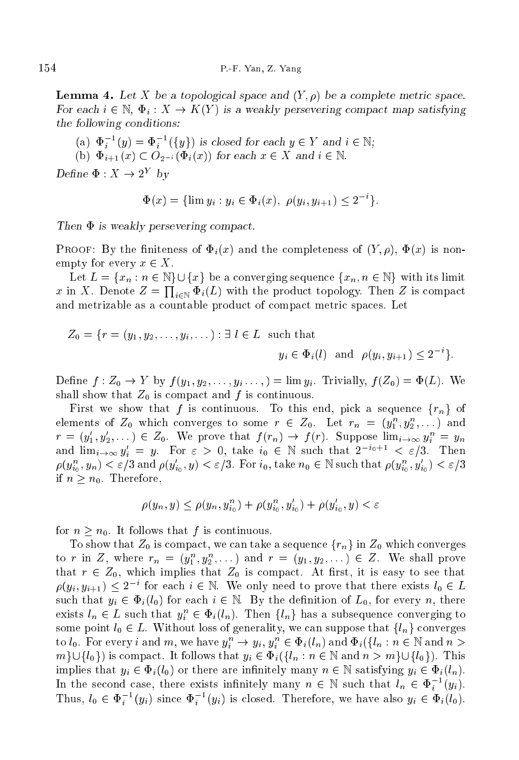**Lemma 4.** *Let $X$ be a topological space and $(Y, \rho)$ be a complete metric space. For each $i \in \mathbb{N}$, $\Phi_i : X \to K(Y)$ is a weakly persevering compact map satisfying the following conditions:*

(a) *$\Phi_i^{-1}(y) = \Phi_i^{-1}(\{y\})$ is closed for each $y \in Y$ and $i \in \mathbb{N}$;*
(b) *$\Phi_{i+1}(x) \subset O_{2^{-i}}(\Phi_i(x))$ for each $x \in X$ and $i \in \mathbb{N}$.*

*Define $\Phi : X \to 2^Y$ by*

$$\Phi(x) = \{\lim y_i : y_i \in \Phi_i(x),\ \rho(y_i, y_{i+1}) \leq 2^{-i}\}.$$

*Then $\Phi$ is weakly persevering compact.*

Proof: By the finiteness of $\Phi_i(x)$ and the completeness of $(Y, \rho)$, $\Phi(x)$ is nonempty for every $x \in X$.

Let $L = \{x_n : n \in \mathbb{N}\} \cup \{x\}$ be a converging sequence $\{x_n, n \in \mathbb{N}\}$ with its limit $x$ in $X$. Denote $Z = \prod_{i \in \mathbb{N}} \Phi_i(L)$ with the product topology. Then $Z$ is compact and metrizable as a countable product of compact metric spaces. Let

$$Z_0 = \{r = (y_1, y_2, \ldots, y_i, \ldots) : \exists\ l \in L \ \text{ such that } y_i \in \Phi_i(l) \ \text{ and } \ \rho(y_i, y_{i+1}) \leq 2^{-i}\}.$$

Define $f : Z_0 \to Y$ by $f(y_1, y_2, \ldots, y_i \ldots,) = \lim y_i$. Trivially, $f(Z_0) = \Phi(L)$. We shall show that $Z_0$ is compact and $f$ is continuous.

First we show that $f$ is continuous. To this end, pick a sequence $\{r_n\}$ of elements of $Z_0$ which converges to some $r \in Z_0$. Let $r_n = (y_1^n, y_2^n, \ldots)$ and $r = (y_1', y_2', \ldots) \in Z_0$. We prove that $f(r_n) \to f(r)$. Suppose $\lim_{i\to\infty} y_i^n = y_n$ and $\lim_{i\to\infty} y_i' = y$. For $\varepsilon > 0$, take $i_0 \in \mathbb{N}$ such that $2^{-i_0+1} < \varepsilon/3$. Then $\rho(y_{i_0}^n, y_n) < \varepsilon/3$ and $\rho(y_{i_0}', y) < \varepsilon/3$. For $i_0$, take $n_0 \in \mathbb{N}$ such that $\rho(y_{i_0}^n, y_{i_0}') < \varepsilon/3$ if $n \geq n_0$. Therefore,

$$\rho(y_n, y) \leq \rho(y_n, y_{i_0}^n) + \rho(y_{i_0}^n, y_{i_0}') + \rho(y_{i_0}', y) < \varepsilon$$

for $n \geq n_0$. It follows that $f$ is continuous.

To show that $Z_0$ is compact, we can take a sequence $\{r_n\}$ in $Z_0$ which converges to $r$ in $Z$, where $r_n = (y_1^n, y_2^n, \ldots)$ and $r = (y_1, y_2, \ldots) \in Z$. We shall prove that $r \in Z_0$, which implies that $Z_0$ is compact. At first, it is easy to see that $\rho(y_i, y_{i+1}) \leq 2^{-i}$ for each $i \in \mathbb{N}$. We only need to prove that there exists $l_0 \in L$ such that $y_i \in \Phi_i(l_0)$ for each $i \in \mathbb{N}$. By the definition of $L_0$, for every $n$, there exists $l_n \in L$ such that $y_i^n \in \Phi_i(l_n)$. Then $\{l_n\}$ has a subsequence converging to some point $l_0 \in L$. Without loss of generality, we can suppose that $\{l_n\}$ converges to $l_0$. For every $i$ and $m$, we have $y_i^n \to y_i$, $y_i^n \in \Phi_i(l_n)$ and $\Phi_i(\{l_n : n \in \mathbb{N} \text{ and } n > m\} \cup \{l_0\})$ is compact. It follows that $y_i \in \Phi_i(\{l_n : n \in \mathbb{N} \text{ and } n > m\} \cup \{l_0\})$. This implies that $y_i \in \Phi_i(l_0)$ or there are infinitely many $n \in \mathbb{N}$ satisfying $y_i \in \Phi_i(l_n)$. In the second case, there exists infinitely many $n \in \mathbb{N}$ such that $l_n \in \Phi_i^{-1}(y_i)$. Thus, $l_0 \in \Phi_i^{-1}(y_i)$ since $\Phi_i^{-1}(y_i)$ is closed. Therefore, we have also $y_i \in \Phi_i(l_0)$.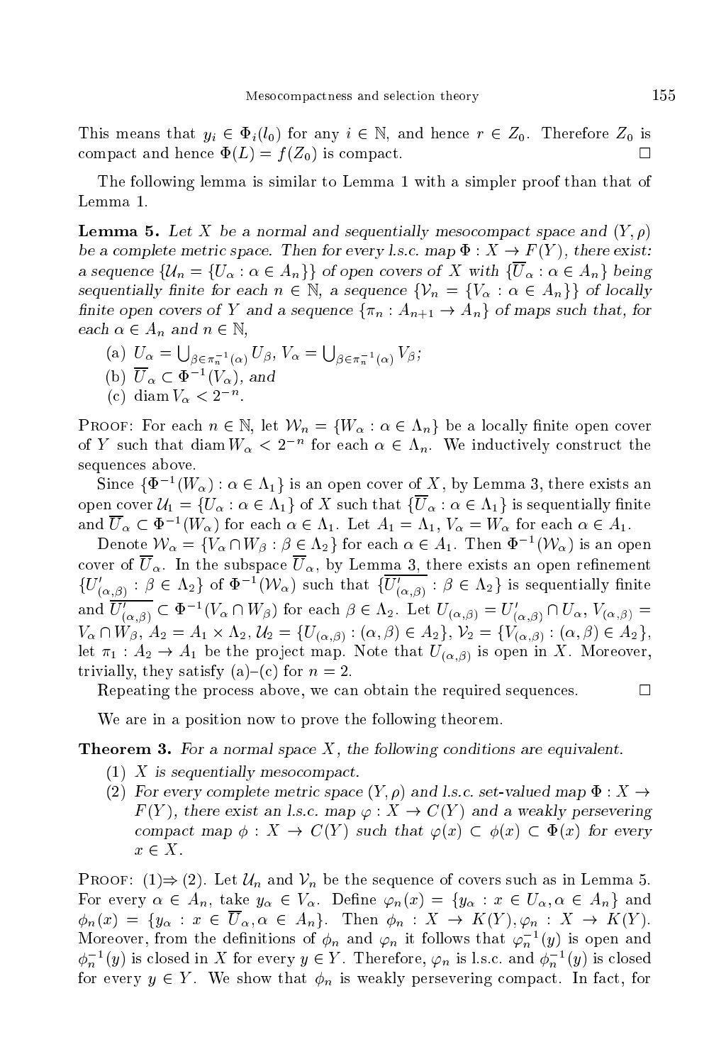This means that $y_i \in \Phi_i(l_0)$ for any $i \in \mathbb{N}$, and hence $r \in Z_0$. Therefore $Z_0$ is compact and hence $\Phi(L) = f(Z_0)$ is compact. $\square$

The following lemma is similar to Lemma 1 with a simpler proof than that of Lemma 1.

**Lemma 5.** *Let $X$ be a normal and sequentially mesocompact space and $(Y, \rho)$ be a complete metric space. Then for every l.s.c. map $\Phi : X \to F(Y)$, there exist: a sequence $\{\mathcal{U}_n = \{U_\alpha : \alpha \in A_n\}\}$ of open covers of $X$ with $\{\overline{U}_\alpha : \alpha \in A_n\}$ being sequentially finite for each $n \in \mathbb{N}$, a sequence $\{\mathcal{V}_n = \{V_\alpha : \alpha \in A_n\}\}$ of locally finite open covers of $Y$ and a sequence $\{\pi_n : A_{n+1} \to A_n\}$ of maps such that, for each $\alpha \in A_n$ and $n \in \mathbb{N}$,*

(a) $U_\alpha = \bigcup_{\beta \in \pi_n^{-1}(\alpha)} U_\beta$, $V_\alpha = \bigcup_{\beta \in \pi_n^{-1}(\alpha)} V_\beta$;
(b) $\overline{U}_\alpha \subset \Phi^{-1}(V_\alpha)$, *and*
(c) $\operatorname{diam} V_\alpha < 2^{-n}$.

Proof: For each $n \in \mathbb{N}$, let $\mathcal{W}_n = \{W_\alpha : \alpha \in \Lambda_n\}$ be a locally finite open cover of $Y$ such that $\operatorname{diam} W_\alpha < 2^{-n}$ for each $\alpha \in \Lambda_n$. We inductively construct the sequences above.

Since $\{\Phi^{-1}(W_\alpha) : \alpha \in \Lambda_1\}$ is an open cover of $X$, by Lemma 3, there exists an open cover $\mathcal{U}_1 = \{U_\alpha : \alpha \in \Lambda_1\}$ of $X$ such that $\{\overline{U}_\alpha : \alpha \in \Lambda_1\}$ is sequentially finite and $\overline{U}_\alpha \subset \Phi^{-1}(W_\alpha)$ for each $\alpha \in \Lambda_1$. Let $A_1 = \Lambda_1$, $V_\alpha = W_\alpha$ for each $\alpha \in A_1$.

Denote $\mathcal{W}_\alpha = \{V_\alpha \cap W_\beta : \beta \in \Lambda_2\}$ for each $\alpha \in A_1$. Then $\Phi^{-1}(\mathcal{W}_\alpha)$ is an open cover of $\overline{U}_\alpha$. In the subspace $\overline{U}_\alpha$, by Lemma 3, there exists an open refinement $\{U'_{(\alpha,\beta)} : \beta \in \Lambda_2\}$ of $\Phi^{-1}(\mathcal{W}_\alpha)$ such that $\{\overline{U'_{(\alpha,\beta)}} : \beta \in \Lambda_2\}$ is sequentially finite and $\overline{U'_{(\alpha,\beta)}} \subset \Phi^{-1}(V_\alpha \cap W_\beta)$ for each $\beta \in \Lambda_2$. Let $U_{(\alpha,\beta)} = U'_{(\alpha,\beta)} \cap U_\alpha$, $V_{(\alpha,\beta)} = V_\alpha \cap W_\beta$, $A_2 = A_1 \times \Lambda_2$, $\mathcal{U}_2 = \{U_{(\alpha,\beta)} : (\alpha,\beta) \in A_2\}$, $\mathcal{V}_2 = \{V_{(\alpha,\beta)} : (\alpha,\beta) \in A_2\}$, let $\pi_1 : A_2 \to A_1$ be the project map. Note that $U_{(\alpha,\beta)}$ is open in $X$. Moreover, trivially, they satisfy (a)–(c) for $n = 2$.

Repeating the process above, we can obtain the required sequences. $\square$

We are in a position now to prove the following theorem.

**Theorem 3.** *For a normal space $X$, the following conditions are equivalent.*

(1) *$X$ is sequentially mesocompact.*
(2) *For every complete metric space $(Y, \rho)$ and l.s.c. set-valued map $\Phi : X \to F(Y)$, there exist an l.s.c. map $\varphi : X \to C(Y)$ and a weakly persevering compact map $\phi : X \to C(Y)$ such that $\varphi(x) \subset \phi(x) \subset \Phi(x)$ for every $x \in X$.*

Proof: (1)$\Rightarrow$(2). Let $\mathcal{U}_n$ and $\mathcal{V}_n$ be the sequence of covers such as in Lemma 5. For every $\alpha \in A_n$, take $y_\alpha \in V_\alpha$. Define $\varphi_n(x) = \{y_\alpha : x \in U_\alpha, \alpha \in A_n\}$ and $\phi_n(x) = \{y_\alpha : x \in \overline{U}_\alpha, \alpha \in A_n\}$. Then $\phi_n : X \to K(Y), \varphi_n : X \to K(Y)$. Moreover, from the definitions of $\phi_n$ and $\varphi_n$ it follows that $\varphi_n^{-1}(y)$ is open and $\phi_n^{-1}(y)$ is closed in $X$ for every $y \in Y$. Therefore, $\varphi_n$ is l.s.c. and $\phi_n^{-1}(y)$ is closed for every $y \in Y$. We show that $\phi_n$ is weakly persevering compact. In fact, for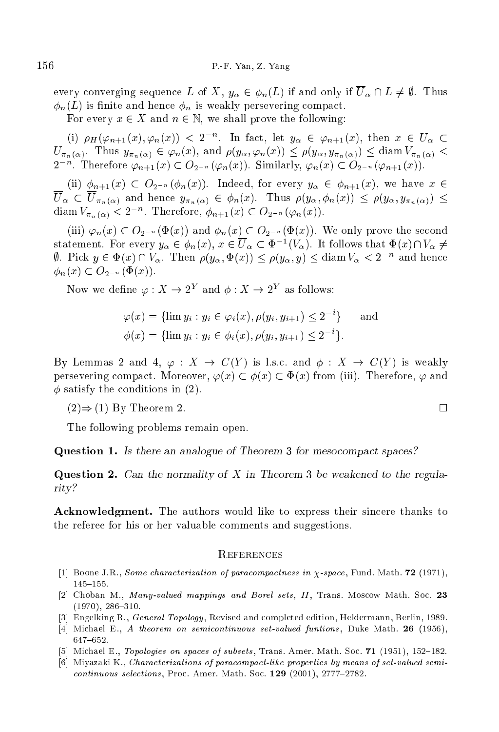every converging sequence $L$ of $X$, $y_\alpha \in \phi_n(L)$ if and only if $\overline{U}_\alpha \cap L \neq \emptyset$. Thus $\phi_n(L)$ is finite and hence $\phi_n$ is weakly persevering compact.

For every $x \in X$ and $n \in \mathbb{N}$, we shall prove the following:

(i) $\rho_H(\varphi_{n+1}(x), \varphi_n(x)) < 2^{-n}$. In fact, let $y_\alpha \in \varphi_{n+1}(x)$, then $x \in U_\alpha \subset U_{\pi_n(\alpha)}$. Thus $y_{\pi_n(\alpha)} \in \varphi_n(x)$, and $\rho(y_\alpha, \varphi_n(x)) \leq \rho(y_\alpha, y_{\pi_n(\alpha)}) \leq \operatorname{diam} V_{\pi_n(\alpha)} < 2^{-n}$. Therefore $\varphi_{n+1}(x) \subset O_{2^{-n}}(\varphi_n(x))$. Similarly, $\varphi_n(x) \subset O_{2^{-n}}(\varphi_{n+1}(x))$.

(ii) $\phi_{n+1}(x) \subset O_{2^{-n}}(\phi_n(x))$. Indeed, for every $y_\alpha \in \phi_{n+1}(x)$, we have $x \in \overline{U}_\alpha \subset \overline{U}_{\pi_n(\alpha)}$ and hence $y_{\pi_n(\alpha)} \in \phi_n(x)$. Thus $\rho(y_\alpha, \phi_n(x)) \leq \rho(y_\alpha, y_{\pi_n(\alpha)}) \leq \operatorname{diam} V_{\pi_n(\alpha)} < 2^{-n}$. Therefore, $\phi_{n+1}(x) \subset O_{2^{-n}}(\varphi_n(x))$.

(iii) $\varphi_n(x) \subset O_{2^{-n}}(\Phi(x))$ and $\phi_n(x) \subset O_{2^{-n}}(\Phi(x))$. We only prove the second statement. For every $y_\alpha \in \phi_n(x)$, $x \in \overline{U}_\alpha \subset \Phi^{-1}(V_\alpha)$. It follows that $\Phi(x) \cap V_\alpha \neq \emptyset$. Pick $y \in \Phi(x) \cap V_\alpha$. Then $\rho(y_\alpha, \Phi(x)) \leq \rho(y_\alpha, y) \leq \operatorname{diam} V_\alpha < 2^{-n}$ and hence $\phi_n(x) \subset O_{2^{-n}}(\Phi(x))$.

Now we define $\varphi : X \to 2^Y$ and $\phi : X \to 2^Y$ as follows:

$$\varphi(x) = \{\lim y_i : y_i \in \varphi_i(x), \rho(y_i, y_{i+1}) \leq 2^{-i}\} \qquad \text{and}$$
$$\phi(x) = \{\lim y_i : y_i \in \phi_i(x), \rho(y_i, y_{i+1}) \leq 2^{-i}\}.$$

By Lemmas 2 and 4, $\varphi : X \to C(Y)$ is l.s.c. and $\phi : X \to C(Y)$ is weakly persevering compact. Moreover, $\varphi(x) \subset \phi(x) \subset \Phi(x)$ from (iii). Therefore, $\varphi$ and $\phi$ satisfy the conditions in (2).

(2)$\Rightarrow$(1) By Theorem 2. □

The following problems remain open.

**Question 1.** *Is there an analogue of Theorem 3 for mesocompact spaces?*

**Question 2.** *Can the normality of $X$ in Theorem 3 be weakened to the regularity?*

**Acknowledgment.** The authors would like to express their sincere thanks to the referee for his or her valuable comments and suggestions.

## References

[1] Boone J.R., *Some characterization of paracompactness in $\chi$-space*, Fund. Math. **72** (1971), 145–155.

[2] Choban M., *Many-valued mappings and Borel sets, II*, Trans. Moscow Math. Soc. **23** (1970), 286–310.

[3] Engelking R., *General Topology*, Revised and completed edition, Heldermann, Berlin, 1989.

[4] Michael E., *A theorem on semicontinuous set-valued funtions*, Duke Math. **26** (1956), 647–652.

[5] Michael E., *Topologies on spaces of subsets*, Trans. Amer. Math. Soc. **71** (1951), 152–182.

[6] Miyazaki K., *Characterizations of paracompact-like properties by means of set-valued semi-continuous selections*, Proc. Amer. Math. Soc. **129** (2001), 2777–2782.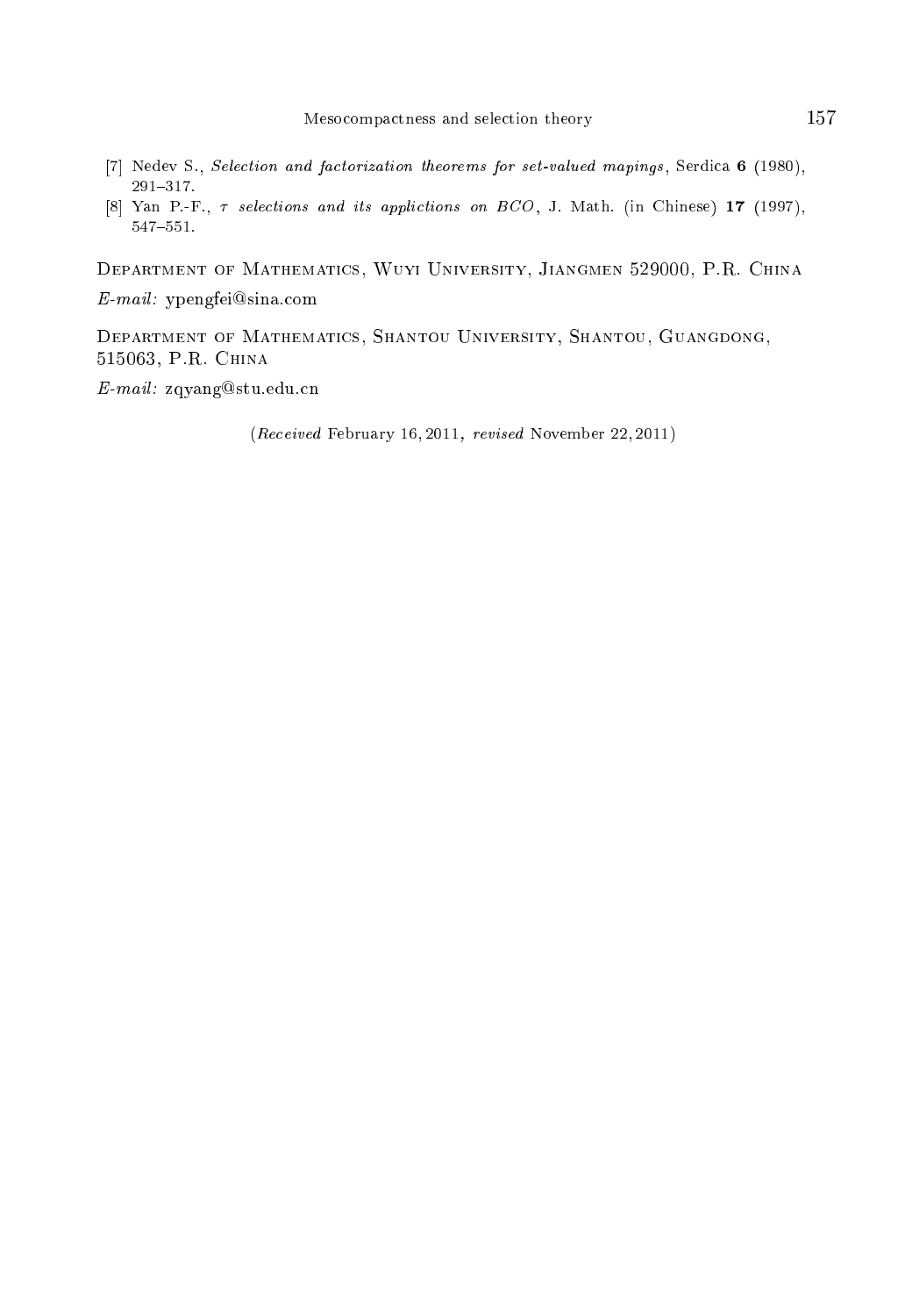[7] Nedev S., *Selection and factorization theorems for set-valued mapings*, Serdica **6** (1980), 291–317.

[8] Yan P.-F., *$\tau$ selections and its applictions on $BCO$*, J. Math. (in Chinese) **17** (1997), 547–551.

Department of Mathematics, Wuyi University, Jiangmen 529000, P.R. China

*E-mail:* ypengfei@sina.com

Department of Mathematics, Shantou University, Shantou, Guangdong, 515063, P.R. China

*E-mail:* zqyang@stu.edu.cn

(*Received* February 16, 2011, *revised* November 22, 2011)